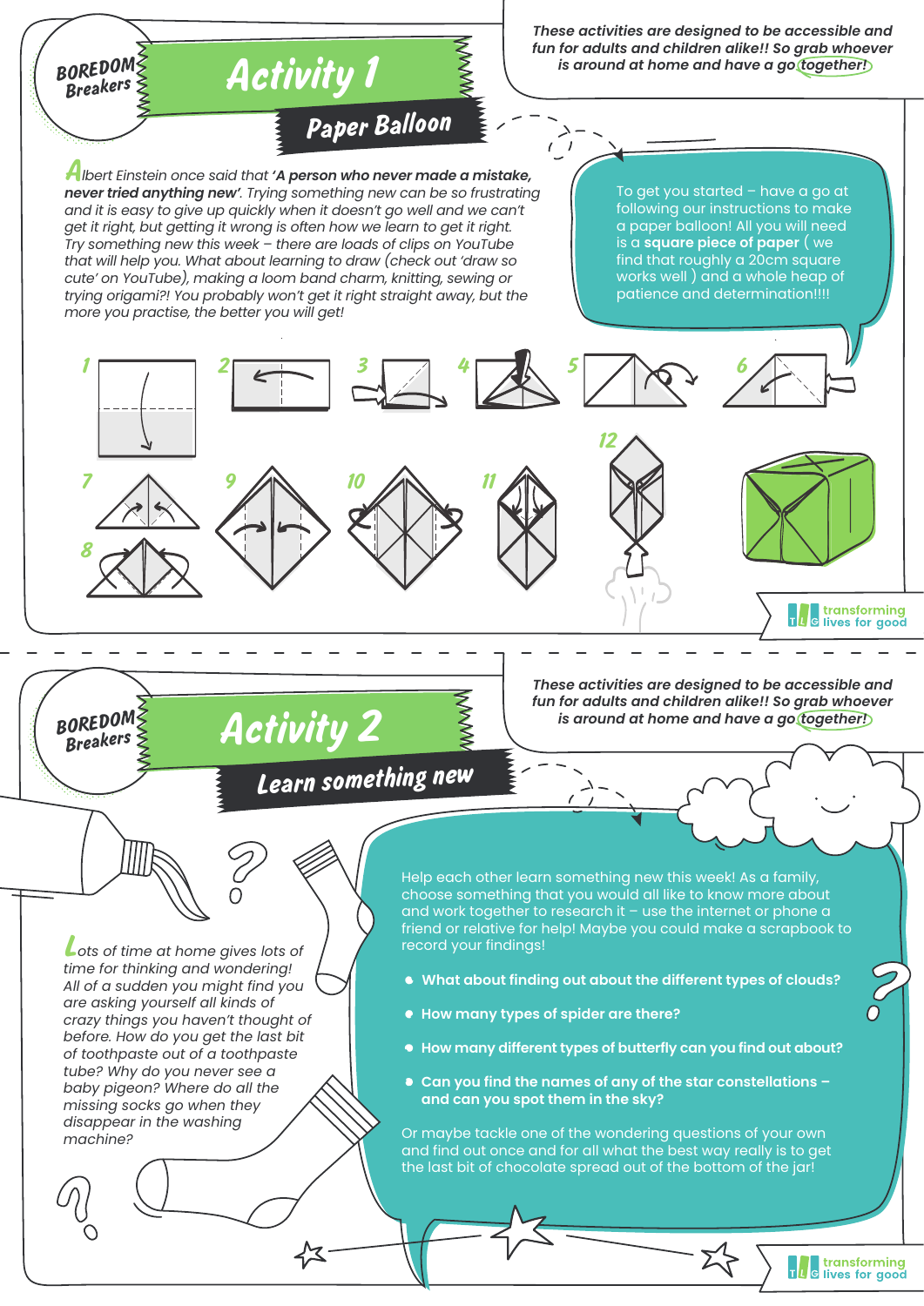# Activity 1

**BOREDOM Breakers**

## Paper Balloon

*These activities are designed to be accessible and fun for adults and children alike!! So grab whoever is around at home and have a go together!*

*Albert Einstein once said that **'A person who never made a mistake, never tried anything new'**. Trying something new can be so frustrating and it is easy to give up quickly when it doesn't go well and we can't get it right, but getting it wrong is often how we learn to get it right. Try something new this week – there are loads of clips on YouTube that will help you. What about learning to draw (check out 'draw so cute' on YouTube), making a loom band charm, knitting, sewing or trying origami?! You probably won't get it right straight away, but the more you practise, the better you will get!*

To get you started – have a go at following our instructions to make a paper balloon! All you will need is a **square piece of paper** ( we find that roughly a 20cm square works well ) and a whole heap of patience and determination!!!!

1 2 3 4 5 6 7 8 9 10 11 12

transforming lives for good

---

# Activity 2

**BOREDOM Breakers**

## Learn something new

*These activities are designed to be accessible and fun for adults and children alike!! So grab whoever is around at home and have a go together!*

*Lots of time at home gives lots of time for thinking and wondering! All of a sudden you might find you are asking yourself all kinds of crazy things you haven't thought of before. How do you get the last bit of toothpaste out of a toothpaste tube? Why do you never see a baby pigeon? Where do all the missing socks go when they disappear in the washing machine?*

Help each other learn something new this week! As a family, choose something that you would all like to know more about and work together to research it – use the internet or phone a friend or relative for help! Maybe you could make a scrapbook to record your findings!

- **What about finding out about the different types of clouds?**
- **How many types of spider are there?**
- **How many different types of butterfly can you find out about?**
- **Can you find the names of any of the star constellations – and can you spot them in the sky?**

Or maybe tackle one of the wondering questions of your own and find out once and for all what the best way really is to get the last bit of chocolate spread out of the bottom of the jar!

transforming lives for good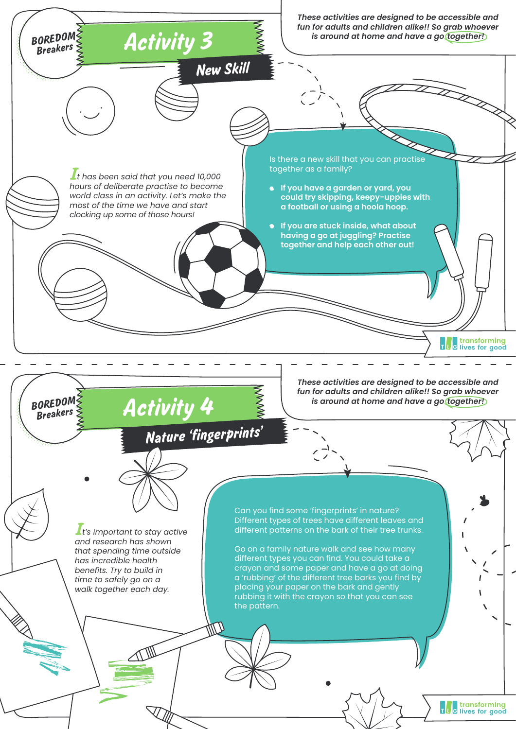BOREDOM Breakers

# Activity 3

## New Skill

*These activities are designed to be accessible and fun for adults and children alike!! So grab whoever is around at home and have a go together!*

*It has been said that you need 10,000 hours of deliberate practise to become world class in an activity. Let's make the most of the time we have and start clocking up some of those hours!*

Is there a new skill that you can practise together as a family?

- **If you have a garden or yard, you could try skipping, keepy-uppies with a football or using a hoola hoop.**
- **If you are stuck inside, what about having a go at juggling? Practise together and help each other out!**

transforming lives for good

---

BOREDOM Breakers

# Activity 4

## Nature 'fingerprints'

*These activities are designed to be accessible and fun for adults and children alike!! So grab whoever is around at home and have a go together!*

*It's important to stay active and research has shown that spending time outside has incredible health benefits. Try to build in time to safely go on a walk together each day.*

Can you find some 'fingerprints' in nature? Different types of trees have different leaves and different patterns on the bark of their tree trunks.

Go on a family nature walk and see how many different types you can find. You could take a crayon and some paper and have a go at doing a 'rubbing' of the different tree barks you find by placing your paper on the bark and gently rubbing it with the crayon so that you can see the pattern.

transforming lives for good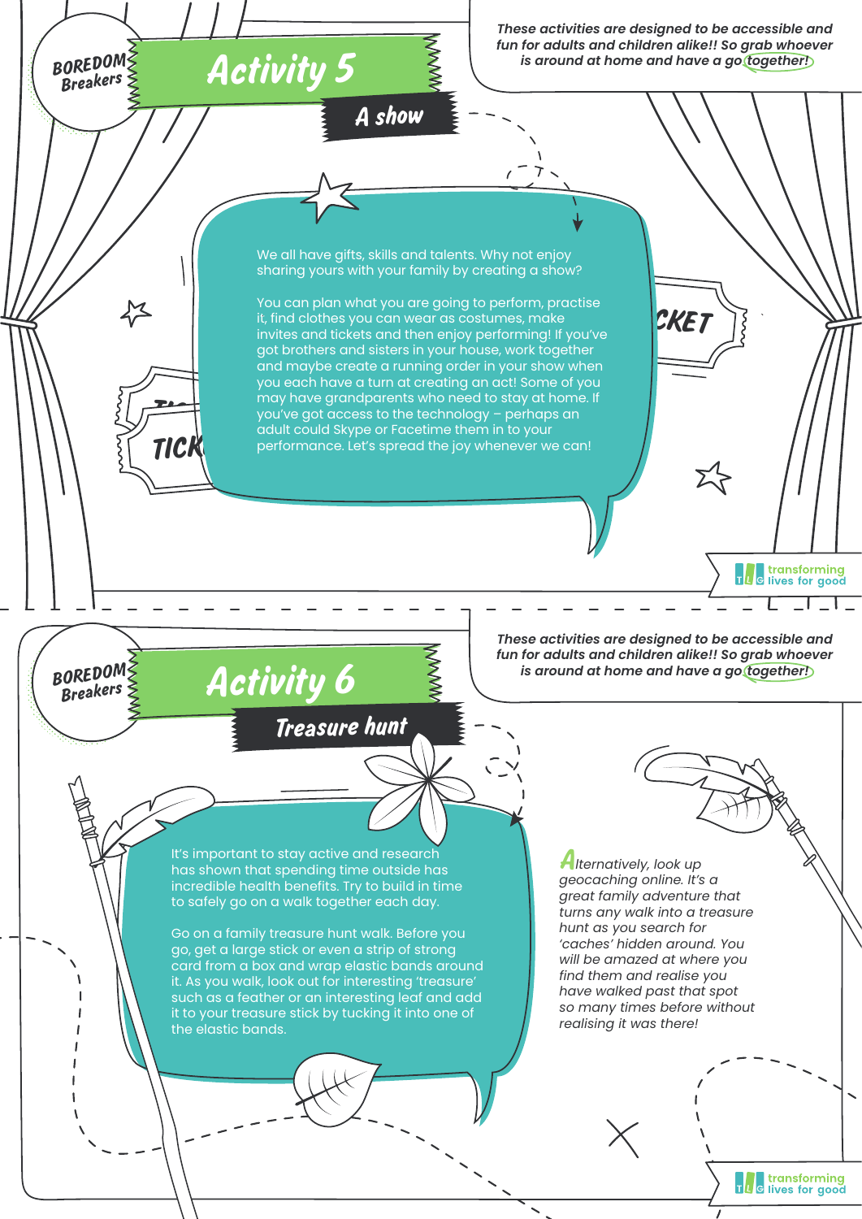## BOREDOM Breakers

# Activity 5

## A show

*These activities are designed to be accessible and fun for adults and children alike!! So grab whoever is around at home and have a go together!*

We all have gifts, skills and talents. Why not enjoy sharing yours with your family by creating a show?

You can plan what you are going to perform, practise it, find clothes you can wear as costumes, make invites and tickets and then enjoy performing! If you've got brothers and sisters in your house, work together and maybe create a running order in your show when you each have a turn at creating an act! Some of you may have grandparents who need to stay at home. If you've got access to the technology – perhaps an adult could Skype or Facetime them in to your performance. Let's spread the joy whenever we can!

transforming lives for good

## BOREDOM Breakers

# Activity 6

## Treasure hunt

*These activities are designed to be accessible and fun for adults and children alike!! So grab whoever is around at home and have a go together!*

It's important to stay active and research has shown that spending time outside has incredible health benefits. Try to build in time to safely go on a walk together each day.

Go on a family treasure hunt walk. Before you go, get a large stick or even a strip of strong card from a box and wrap elastic bands around it. As you walk, look out for interesting 'treasure' such as a feather or an interesting leaf and add it to your treasure stick by tucking it into one of the elastic bands.

*Alternatively, look up geocaching online. It's a great family adventure that turns any walk into a treasure hunt as you search for 'caches' hidden around. You will be amazed at where you find them and realise you have walked past that spot so many times before without realising it was there!*

transforming lives for good